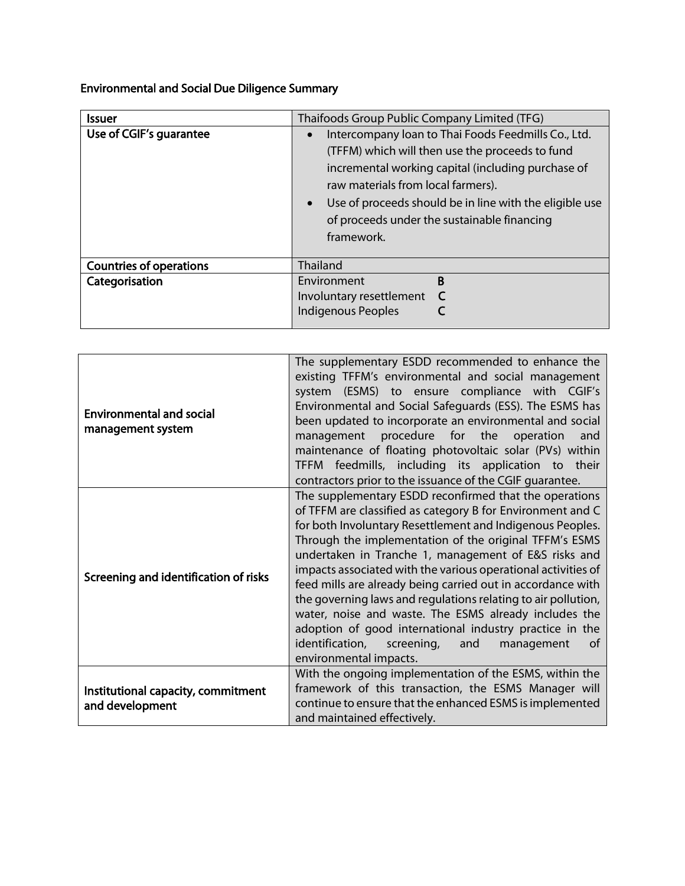## Environmental and Social Due Diligence Summary

| Issuer | Thaifoods Group Public Company Limited (TFG) |
|---|---|
| Use of CGIF's guarantee | • Intercompany loan to Thai Foods Feedmills Co., Ltd. (TFFM) which will then use the proceeds to fund incremental working capital (including purchase of raw materials from local farmers).<br>• Use of proceeds should be in line with the eligible use of proceeds under the sustainable financing framework. |
| Countries of operations | Thailand |
| Categorisation | Environment **B**<br>Involuntary resettlement **C**<br>Indigenous Peoples **C** |

| | |
|---|---|
| Environmental and social management system | The supplementary ESDD recommended to enhance the existing TFFM's environmental and social management system (ESMS) to ensure compliance with CGIF's Environmental and Social Safeguards (ESS). The ESMS has been updated to incorporate an environmental and social management procedure for the operation and maintenance of floating photovoltaic solar (PVs) within TFFM feedmills, including its application to their contractors prior to the issuance of the CGIF guarantee. |
| Screening and identification of risks | The supplementary ESDD reconfirmed that the operations of TFFM are classified as category B for Environment and C for both Involuntary Resettlement and Indigenous Peoples. Through the implementation of the original TFFM's ESMS undertaken in Tranche 1, management of E&S risks and impacts associated with the various operational activities of feed mills are already being carried out in accordance with the governing laws and regulations relating to air pollution, water, noise and waste. The ESMS already includes the adoption of good international industry practice in the identification, screening, and management of environmental impacts. |
| Institutional capacity, commitment and development | With the ongoing implementation of the ESMS, within the framework of this transaction, the ESMS Manager will continue to ensure that the enhanced ESMS is implemented and maintained effectively. |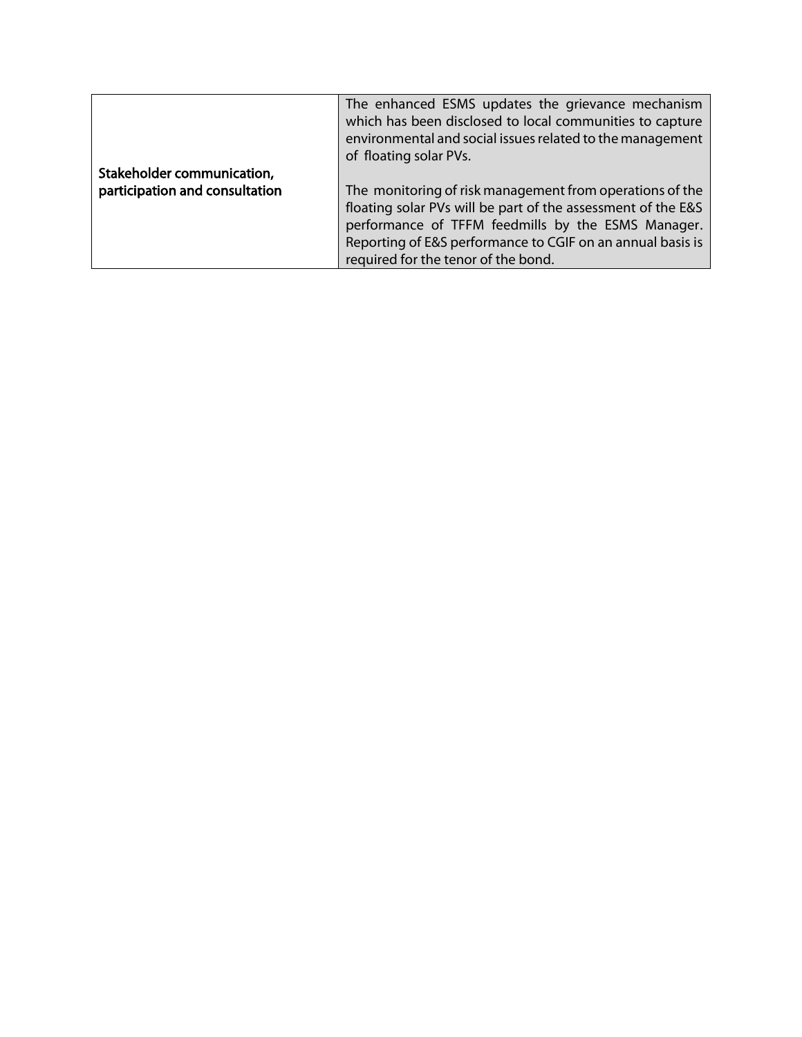| | |
|---|---|
| Stakeholder communication, participation and consultation | The enhanced ESMS updates the grievance mechanism which has been disclosed to local communities to capture environmental and social issues related to the management of floating solar PVs.<br><br>The monitoring of risk management from operations of the floating solar PVs will be part of the assessment of the E&S performance of TFFM feedmills by the ESMS Manager. Reporting of E&S performance to CGIF on an annual basis is required for the tenor of the bond. |